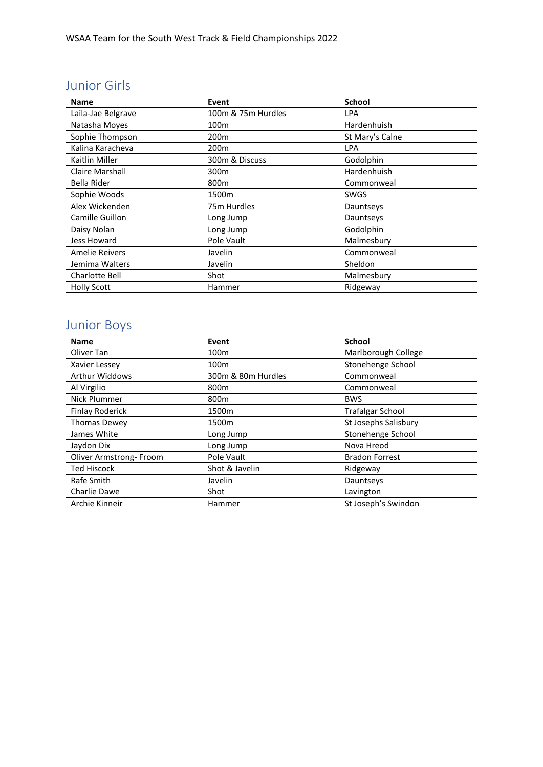WSAA Team for the South West Track & Field Championships 2022

## Junior Girls

| Name | Event | School |
|---|---|---|
| Laila-Jae Belgrave | 100m & 75m Hurdles | LPA |
| Natasha Moyes | 100m | Hardenhuish |
| Sophie Thompson | 200m | St Mary's Calne |
| Kalina Karacheva | 200m | LPA |
| Kaitlin Miller | 300m & Discuss | Godolphin |
| Claire Marshall | 300m | Hardenhuish |
| Bella Rider | 800m | Commonweal |
| Sophie Woods | 1500m | SWGS |
| Alex Wickenden | 75m Hurdles | Dauntseys |
| Camille Guillon | Long Jump | Dauntseys |
| Daisy Nolan | Long Jump | Godolphin |
| Jess Howard | Pole Vault | Malmesbury |
| Amelie Reivers | Javelin | Commonweal |
| Jemima Walters | Javelin | Sheldon |
| Charlotte Bell | Shot | Malmesbury |
| Holly Scott | Hammer | Ridgeway |

## Junior Boys

| Name | Event | School |
|---|---|---|
| Oliver Tan | 100m | Marlborough College |
| Xavier Lessey | 100m | Stonehenge School |
| Arthur Widdows | 300m & 80m Hurdles | Commonweal |
| Al Virgilio | 800m | Commonweal |
| Nick Plummer | 800m | BWS |
| Finlay Roderick | 1500m | Trafalgar School |
| Thomas Dewey | 1500m | St Josephs Salisbury |
| James White | Long Jump | Stonehenge School |
| Jaydon Dix | Long Jump | Nova Hreod |
| Oliver Armstrong- Froom | Pole Vault | Bradon Forrest |
| Ted Hiscock | Shot & Javelin | Ridgeway |
| Rafe Smith | Javelin | Dauntseys |
| Charlie Dawe | Shot | Lavington |
| Archie Kinneir | Hammer | St Joseph's Swindon |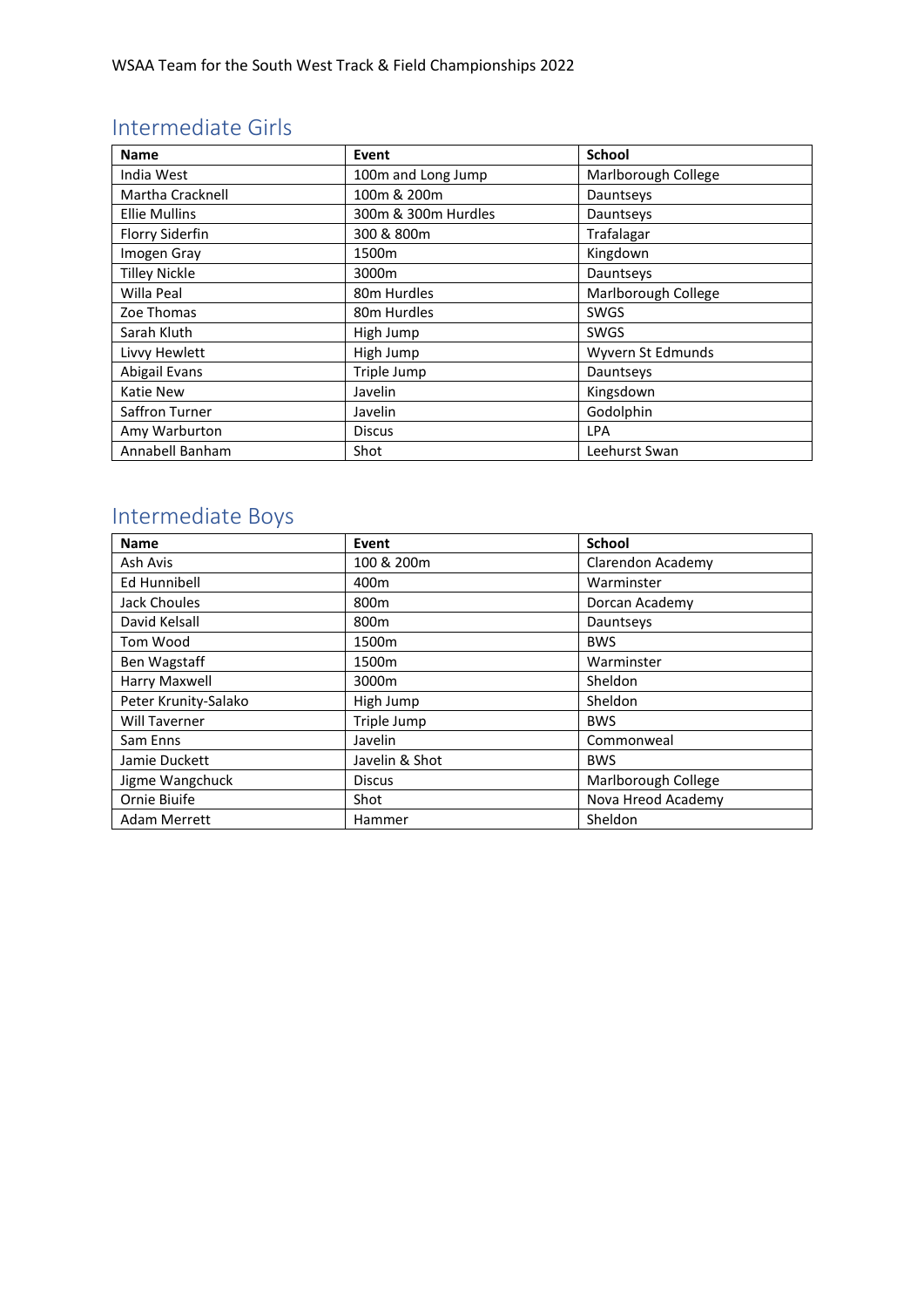WSAA Team for the South West Track & Field Championships 2022

## Intermediate Girls

| Name | Event | School |
|---|---|---|
| India West | 100m and Long Jump | Marlborough College |
| Martha Cracknell | 100m & 200m | Dauntseys |
| Ellie Mullins | 300m & 300m Hurdles | Dauntseys |
| Florry Siderfin | 300 & 800m | Trafalagar |
| Imogen Gray | 1500m | Kingdown |
| Tilley Nickle | 3000m | Dauntseys |
| Willa Peal | 80m Hurdles | Marlborough College |
| Zoe Thomas | 80m Hurdles | SWGS |
| Sarah Kluth | High Jump | SWGS |
| Livvy Hewlett | High Jump | Wyvern St Edmunds |
| Abigail Evans | Triple Jump | Dauntseys |
| Katie New | Javelin | Kingsdown |
| Saffron Turner | Javelin | Godolphin |
| Amy Warburton | Discus | LPA |
| Annabell Banham | Shot | Leehurst Swan |

## Intermediate Boys

| Name | Event | School |
|---|---|---|
| Ash Avis | 100 & 200m | Clarendon Academy |
| Ed Hunnibell | 400m | Warminster |
| Jack Choules | 800m | Dorcan Academy |
| David Kelsall | 800m | Dauntseys |
| Tom Wood | 1500m | BWS |
| Ben Wagstaff | 1500m | Warminster |
| Harry Maxwell | 3000m | Sheldon |
| Peter Krunity-Salako | High Jump | Sheldon |
| Will Taverner | Triple Jump | BWS |
| Sam Enns | Javelin | Commonweal |
| Jamie Duckett | Javelin & Shot | BWS |
| Jigme Wangchuck | Discus | Marlborough College |
| Ornie Biuife | Shot | Nova Hreod Academy |
| Adam Merrett | Hammer | Sheldon |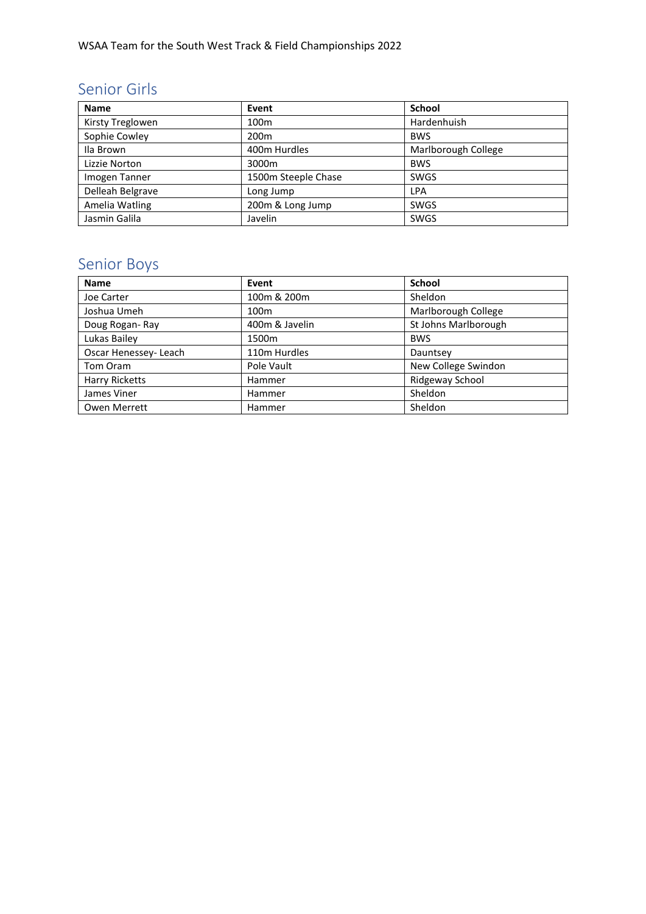WSAA Team for the South West Track & Field Championships 2022

## Senior Girls

| Name | Event | School |
|---|---|---|
| Kirsty Treglowen | 100m | Hardenhuish |
| Sophie Cowley | 200m | BWS |
| Ila Brown | 400m Hurdles | Marlborough College |
| Lizzie Norton | 3000m | BWS |
| Imogen Tanner | 1500m Steeple Chase | SWGS |
| Delleah Belgrave | Long Jump | LPA |
| Amelia Watling | 200m & Long Jump | SWGS |
| Jasmin Galila | Javelin | SWGS |

## Senior Boys

| Name | Event | School |
|---|---|---|
| Joe Carter | 100m & 200m | Sheldon |
| Joshua Umeh | 100m | Marlborough College |
| Doug Rogan- Ray | 400m & Javelin | St Johns Marlborough |
| Lukas Bailey | 1500m | BWS |
| Oscar Henessey- Leach | 110m Hurdles | Dauntsey |
| Tom Oram | Pole Vault | New College Swindon |
| Harry Ricketts | Hammer | Ridgeway School |
| James Viner | Hammer | Sheldon |
| Owen Merrett | Hammer | Sheldon |